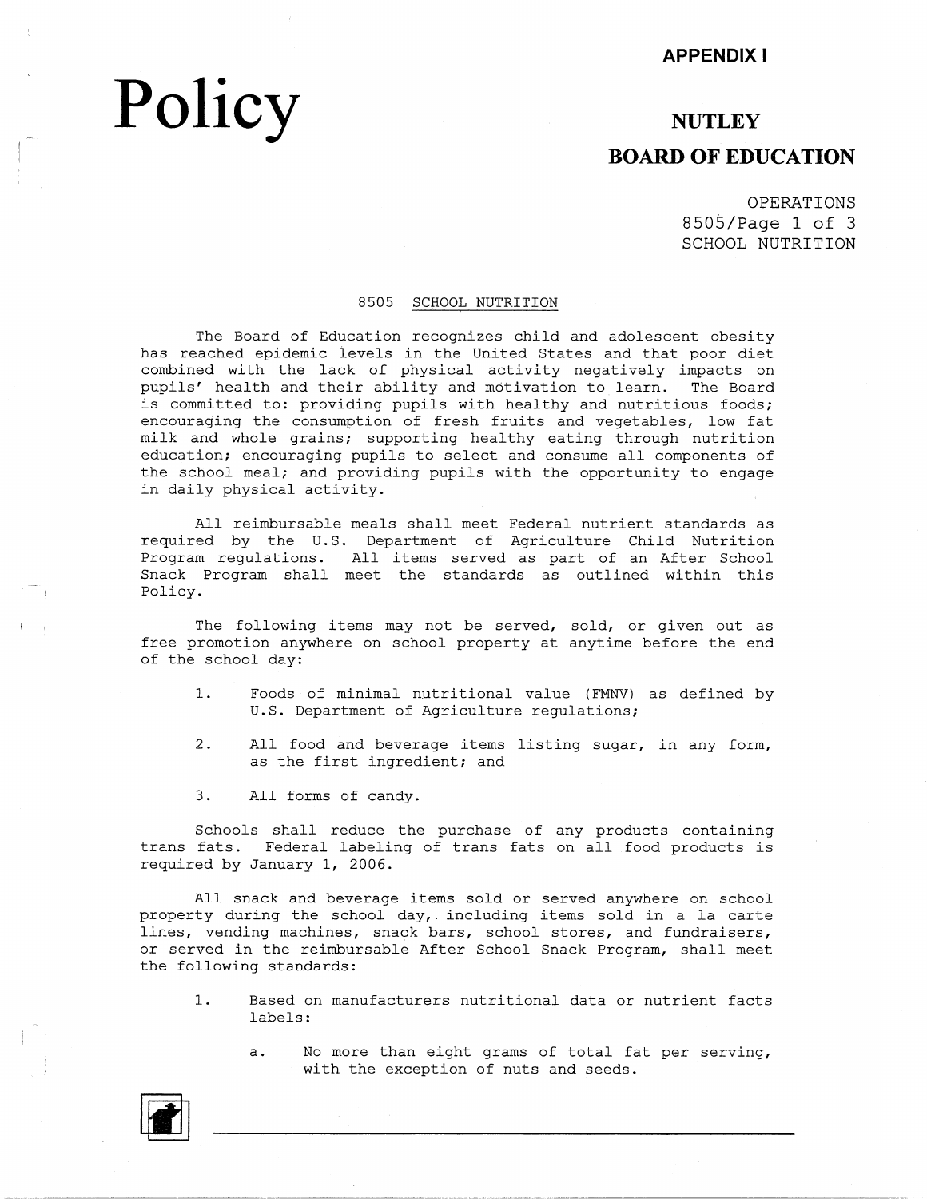**APPENDIX I**

# Policy

## NUTLEY BOARD OF EDUCATION

OPERATIONS
8505/Page 1 of 3
SCHOOL NUTRITION

### 8505 SCHOOL NUTRITION

The Board of Education recognizes child and adolescent obesity has reached epidemic levels in the United States and that poor diet combined with the lack of physical activity negatively impacts on pupils' health and their ability and motivation to learn. The Board is committed to: providing pupils with healthy and nutritious foods; encouraging the consumption of fresh fruits and vegetables, low fat milk and whole grains; supporting healthy eating through nutrition education; encouraging pupils to select and consume all components of the school meal; and providing pupils with the opportunity to engage in daily physical activity.

All reimbursable meals shall meet Federal nutrient standards as required by the U.S. Department of Agriculture Child Nutrition Program regulations. All items served as part of an After School Snack Program shall meet the standards as outlined within this Policy.

The following items may not be served, sold, or given out as free promotion anywhere on school property at anytime before the end of the school day:

1. Foods of minimal nutritional value (FMNV) as defined by U.S. Department of Agriculture regulations;
2. All food and beverage items listing sugar, in any form, as the first ingredient; and
3. All forms of candy.

Schools shall reduce the purchase of any products containing trans fats. Federal labeling of trans fats on all food products is required by January 1, 2006.

All snack and beverage items sold or served anywhere on school property during the school day, including items sold in a la carte lines, vending machines, snack bars, school stores, and fundraisers, or served in the reimbursable After School Snack Program, shall meet the following standards:

1. Based on manufacturers nutritional data or nutrient facts labels:
   a. No more than eight grams of total fat per serving, with the exception of nuts and seeds.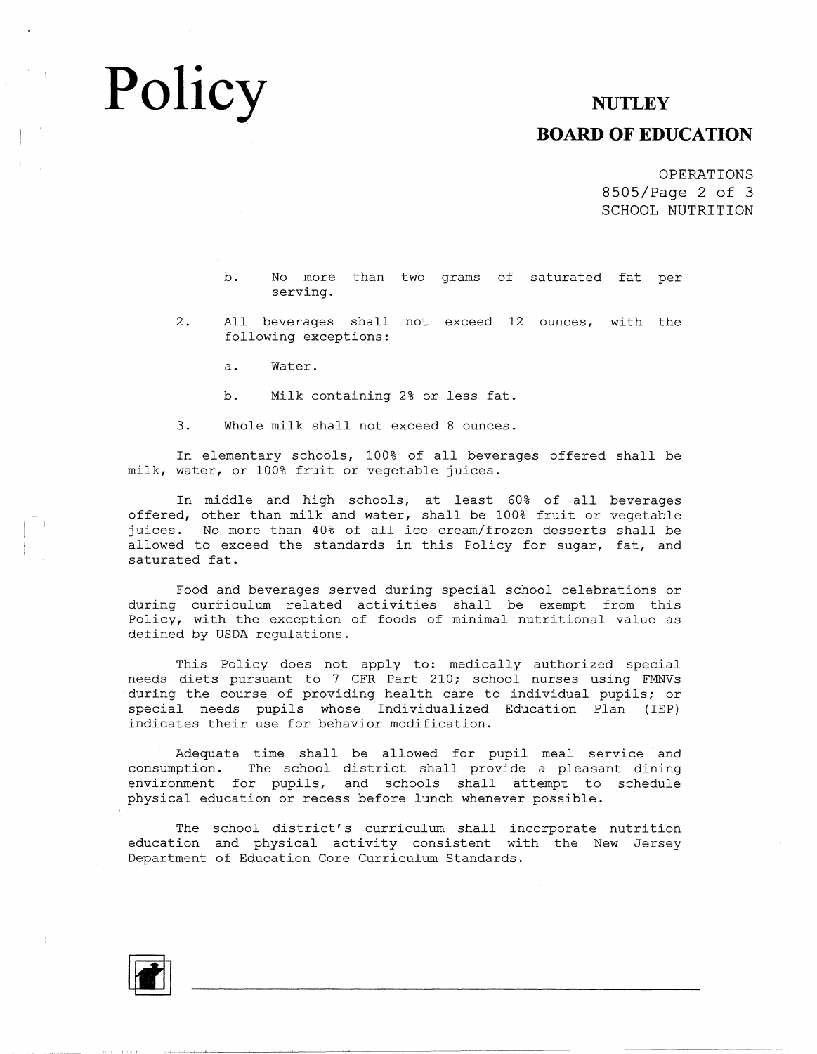b. No more than two grams of saturated fat per serving.

2. All beverages shall not exceed 12 ounces, with the following exceptions:

   a. Water.

   b. Milk containing 2% or less fat.

3. Whole milk shall not exceed 8 ounces.

In elementary schools, 100% of all beverages offered shall be milk, water, or 100% fruit or vegetable juices.

In middle and high schools, at least 60% of all beverages offered, other than milk and water, shall be 100% fruit or vegetable juices. No more than 40% of all ice cream/frozen desserts shall be allowed to exceed the standards in this Policy for sugar, fat, and saturated fat.

Food and beverages served during special school celebrations or during curriculum related activities shall be exempt from this Policy, with the exception of foods of minimal nutritional value as defined by USDA regulations.

This Policy does not apply to: medically authorized special needs diets pursuant to 7 CFR Part 210; school nurses using FMNVs during the course of providing health care to individual pupils; or special needs pupils whose Individualized Education Plan (IEP) indicates their use for behavior modification.

Adequate time shall be allowed for pupil meal service and consumption. The school district shall provide a pleasant dining environment for pupils, and schools shall attempt to schedule physical education or recess before lunch whenever possible.

The school district's curriculum shall incorporate nutrition education and physical activity consistent with the New Jersey Department of Education Core Curriculum Standards.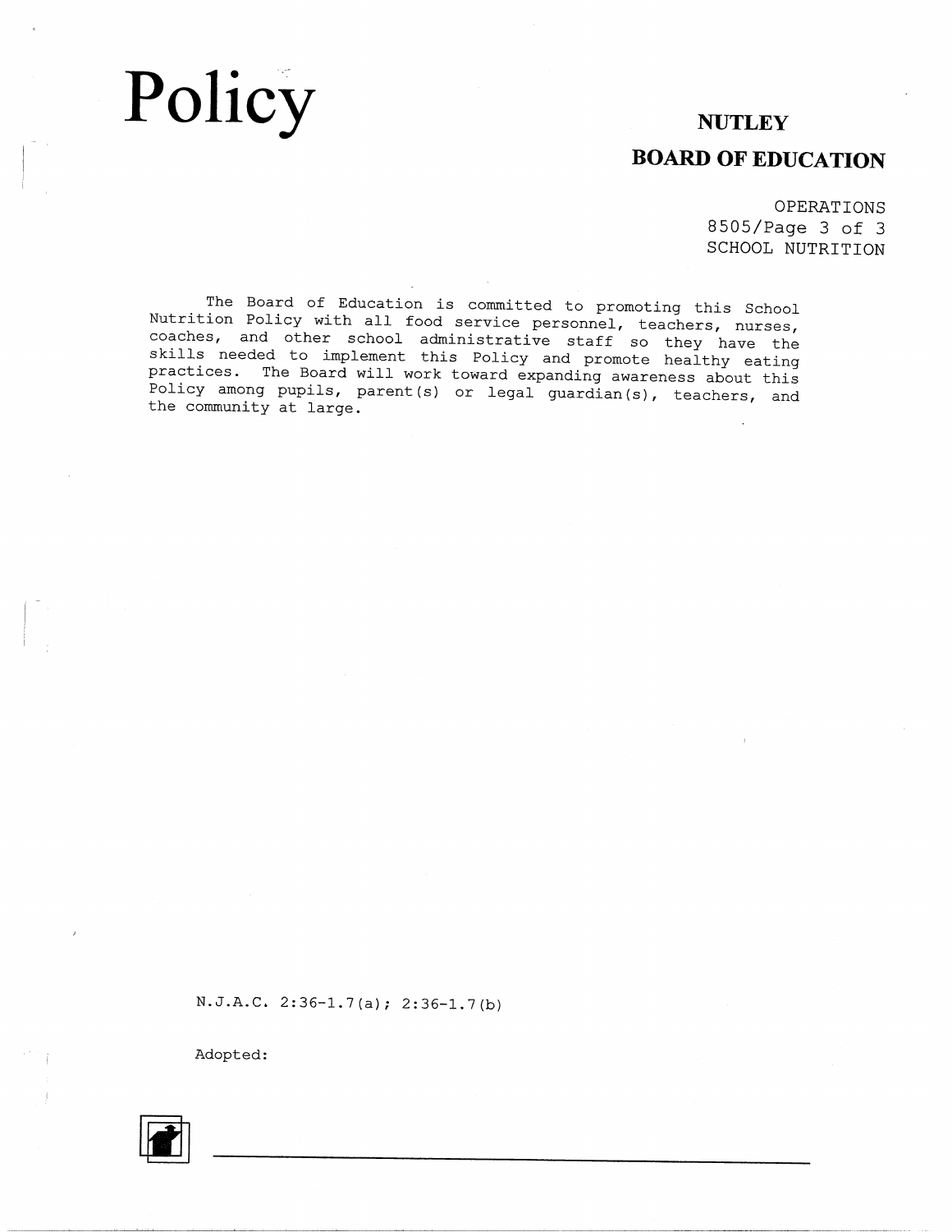The Board of Education is committed to promoting this School Nutrition Policy with all food service personnel, teachers, nurses, coaches, and other school administrative staff so they have the skills needed to implement this Policy and promote healthy eating practices. The Board will work toward expanding awareness about this Policy among pupils, parent(s) or legal guardian(s), teachers, and the community at large.

N.J.A.C. 2:36-1.7(a); 2:36-1.7(b)

Adopted: